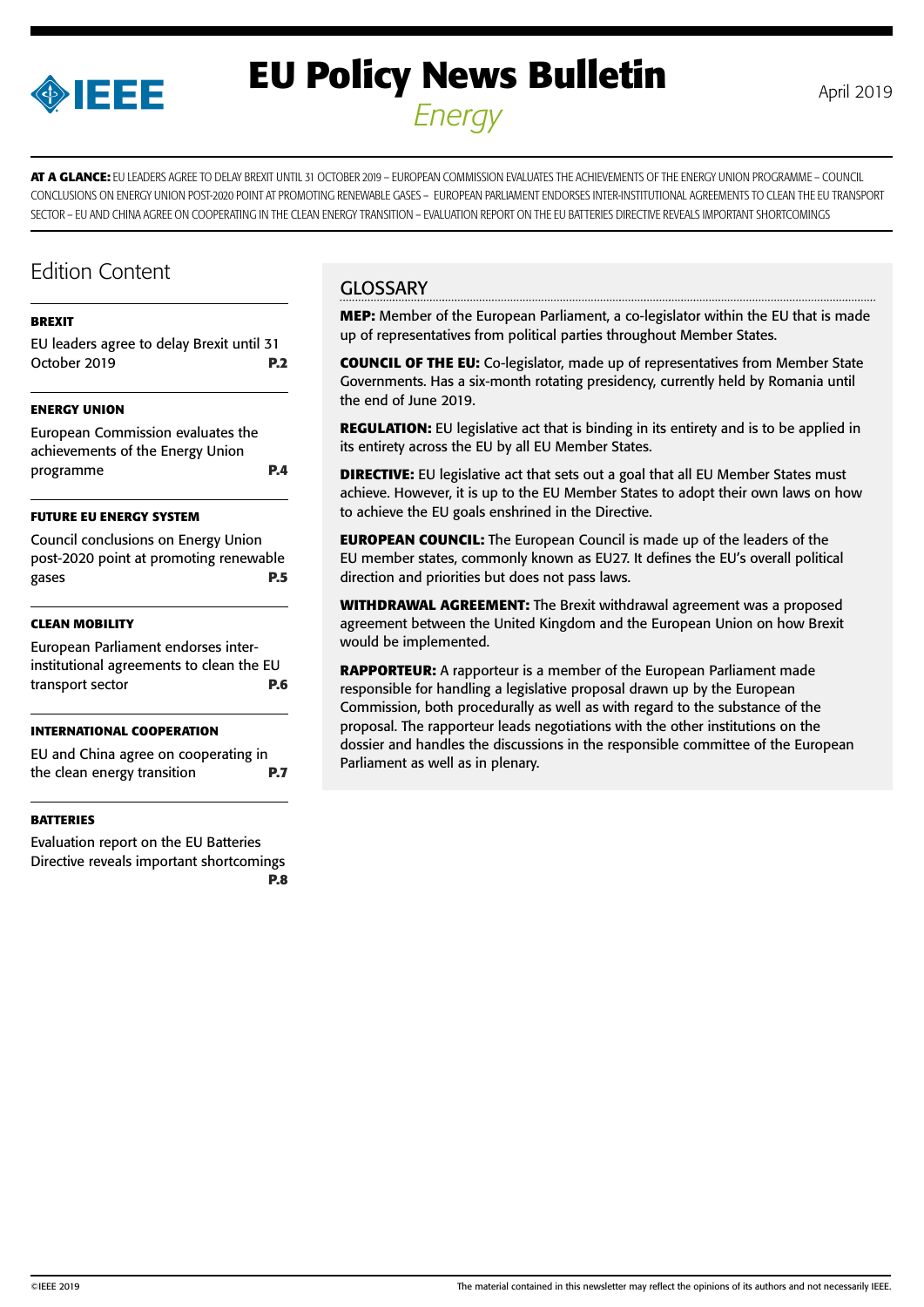# EU Policy News Bulletin

*Energy*

April 2019

**AT A GLANCE:** EU LEADERS AGREE TO DELAY BREXIT UNTIL 31 OCTOBER 2019 – EUROPEAN COMMISSION EVALUATES THE ACHIEVEMENTS OF THE ENERGY UNION PROGRAMME – COUNCIL CONCLUSIONS ON ENERGY UNION POST-2020 POINT AT PROMOTING RENEWABLE GASES – EUROPEAN PARLIAMENT ENDORSES INTER-INSTITUTIONAL AGREEMENTS TO CLEAN THE EU TRANSPORT SECTOR – EU AND CHINA AGREE ON COOPERATING IN THE CLEAN ENERGY TRANSITION – EVALUATION REPORT ON THE EU BATTERIES DIRECTIVE REVEALS IMPORTANT SHORTCOMINGS

## Edition Content

**BREXIT**

EU leaders agree to delay Brexit until 31 October 2019 **P.2**

**ENERGY UNION**

European Commission evaluates the achievements of the Energy Union programme **P.4**

**FUTURE EU ENERGY SYSTEM**

Council conclusions on Energy Union post-2020 point at promoting renewable gases **P.5**

**CLEAN MOBILITY**

European Parliament endorses inter-institutional agreements to clean the EU transport sector **P.6**

**INTERNATIONAL COOPERATION**

EU and China agree on cooperating in the clean energy transition **P.7**

**BATTERIES**

Evaluation report on the EU Batteries Directive reveals important shortcomings **P.8**

## GLOSSARY

**MEP:** Member of the European Parliament, a co-legislator within the EU that is made up of representatives from political parties throughout Member States.

**COUNCIL OF THE EU:** Co-legislator, made up of representatives from Member State Governments. Has a six-month rotating presidency, currently held by Romania until the end of June 2019.

**REGULATION:** EU legislative act that is binding in its entirety and is to be applied in its entirety across the EU by all EU Member States.

**DIRECTIVE:** EU legislative act that sets out a goal that all EU Member States must achieve. However, it is up to the EU Member States to adopt their own laws on how to achieve the EU goals enshrined in the Directive.

**EUROPEAN COUNCIL:** The European Council is made up of the leaders of the EU member states, commonly known as EU27. It defines the EU's overall political direction and priorities but does not pass laws.

**WITHDRAWAL AGREEMENT:** The Brexit withdrawal agreement was a proposed agreement between the United Kingdom and the European Union on how Brexit would be implemented.

**RAPPORTEUR:** A rapporteur is a member of the European Parliament made responsible for handling a legislative proposal drawn up by the European Commission, both procedurally as well as with regard to the substance of the proposal. The rapporteur leads negotiations with the other institutions on the dossier and handles the discussions in the responsible committee of the European Parliament as well as in plenary.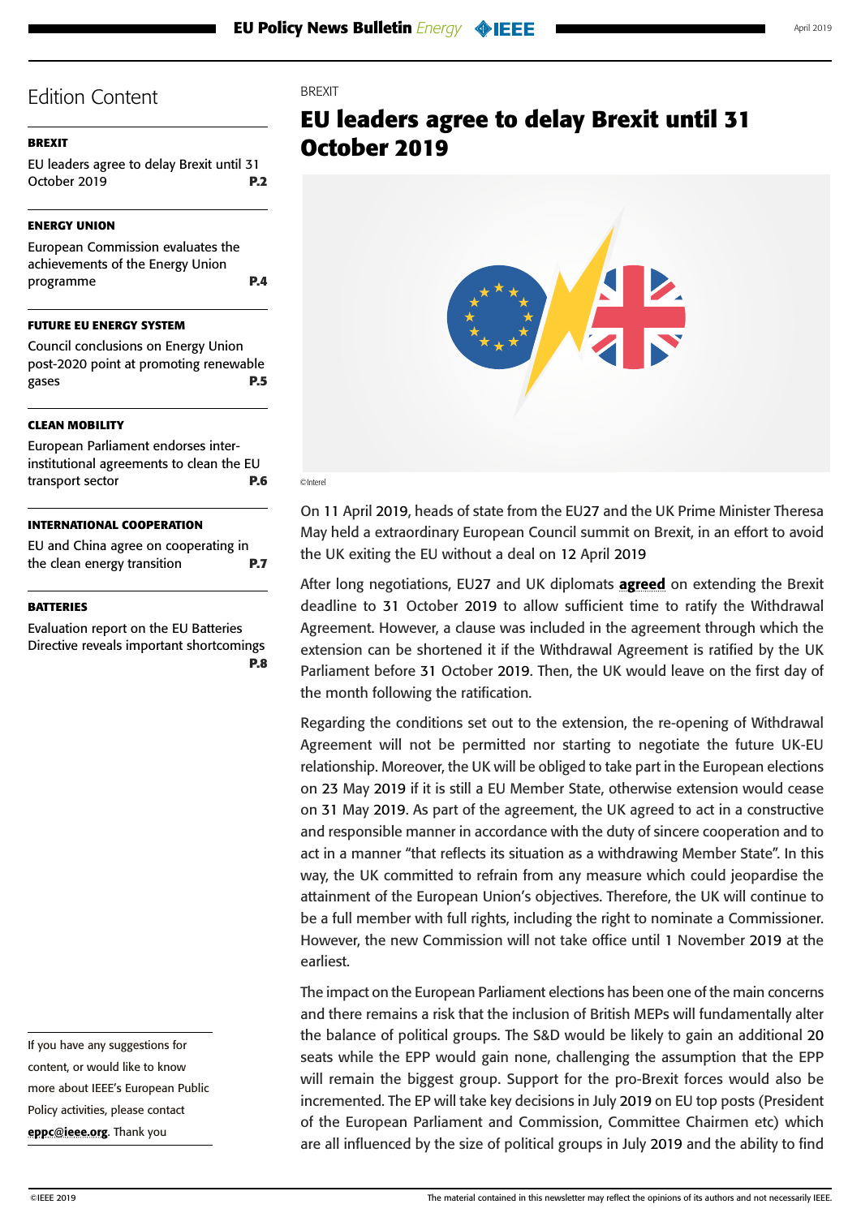## Edition Content

**BREXIT**

EU leaders agree to delay Brexit until 31 October 2019 **P.2**

**ENERGY UNION**

European Commission evaluates the achievements of the Energy Union programme **P.4**

**FUTURE EU ENERGY SYSTEM**

Council conclusions on Energy Union post-2020 point at promoting renewable gases **P.5**

**CLEAN MOBILITY**

European Parliament endorses inter-institutional agreements to clean the EU transport sector **P.6**

**INTERNATIONAL COOPERATION**

EU and China agree on cooperating in the clean energy transition **P.7**

**BATTERIES**

Evaluation report on the EU Batteries Directive reveals important shortcomings **P.8**

If you have any suggestions for content, or would like to know more about IEEE's European Public Policy activities, please contact **eppc@ieee.org**. Thank you

BREXIT

# EU leaders agree to delay Brexit until 31 October 2019

©Interel

On 11 April 2019, heads of state from the EU27 and the UK Prime Minister Theresa May held a extraordinary European Council summit on Brexit, in an effort to avoid the UK exiting the EU without a deal on 12 April 2019

After long negotiations, EU27 and UK diplomats **agreed** on extending the Brexit deadline to 31 October 2019 to allow sufficient time to ratify the Withdrawal Agreement. However, a clause was included in the agreement through which the extension can be shortened it if the Withdrawal Agreement is ratified by the UK Parliament before 31 October 2019. Then, the UK would leave on the first day of the month following the ratification.

Regarding the conditions set out to the extension, the re-opening of Withdrawal Agreement will not be permitted nor starting to negotiate the future UK-EU relationship. Moreover, the UK will be obliged to take part in the European elections on 23 May 2019 if it is still a EU Member State, otherwise extension would cease on 31 May 2019. As part of the agreement, the UK agreed to act in a constructive and responsible manner in accordance with the duty of sincere cooperation and to act in a manner "that reflects its situation as a withdrawing Member State". In this way, the UK committed to refrain from any measure which could jeopardise the attainment of the European Union's objectives. Therefore, the UK will continue to be a full member with full rights, including the right to nominate a Commissioner. However, the new Commission will not take office until 1 November 2019 at the earliest.

The impact on the European Parliament elections has been one of the main concerns and there remains a risk that the inclusion of British MEPs will fundamentally alter the balance of political groups. The S&D would be likely to gain an additional 20 seats while the EPP would gain none, challenging the assumption that the EPP will remain the biggest group. Support for the pro-Brexit forces would also be incremented. The EP will take key decisions in July 2019 on EU top posts (President of the European Parliament and Commission, Committee Chairmen etc) which are all influenced by the size of political groups in July 2019 and the ability to find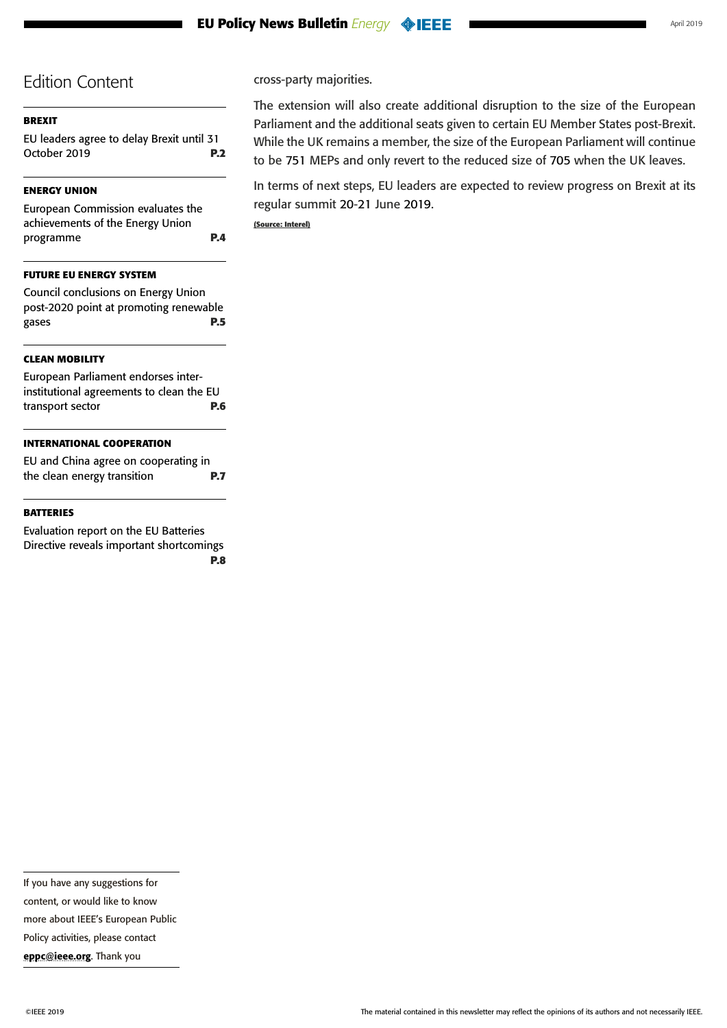## Edition Content

**BREXIT**

EU leaders agree to delay Brexit until 31 October 2019 **P.2**

**ENERGY UNION**

European Commission evaluates the achievements of the Energy Union programme **P.4**

**FUTURE EU ENERGY SYSTEM**

Council conclusions on Energy Union post-2020 point at promoting renewable gases **P.5**

**CLEAN MOBILITY**

European Parliament endorses inter-institutional agreements to clean the EU transport sector **P.6**

**INTERNATIONAL COOPERATION**

EU and China agree on cooperating in the clean energy transition **P.7**

**BATTERIES**

Evaluation report on the EU Batteries Directive reveals important shortcomings **P.8**

If you have any suggestions for content, or would like to know more about IEEE's European Public Policy activities, please contact **eppc@ieee.org**. Thank you

cross-party majorities.

The extension will also create additional disruption to the size of the European Parliament and the additional seats given to certain EU Member States post-Brexit. While the UK remains a member, the size of the European Parliament will continue to be 751 MEPs and only revert to the reduced size of 705 when the UK leaves.

In terms of next steps, EU leaders are expected to review progress on Brexit at its regular summit 20-21 June 2019.

**(Source: Interel)**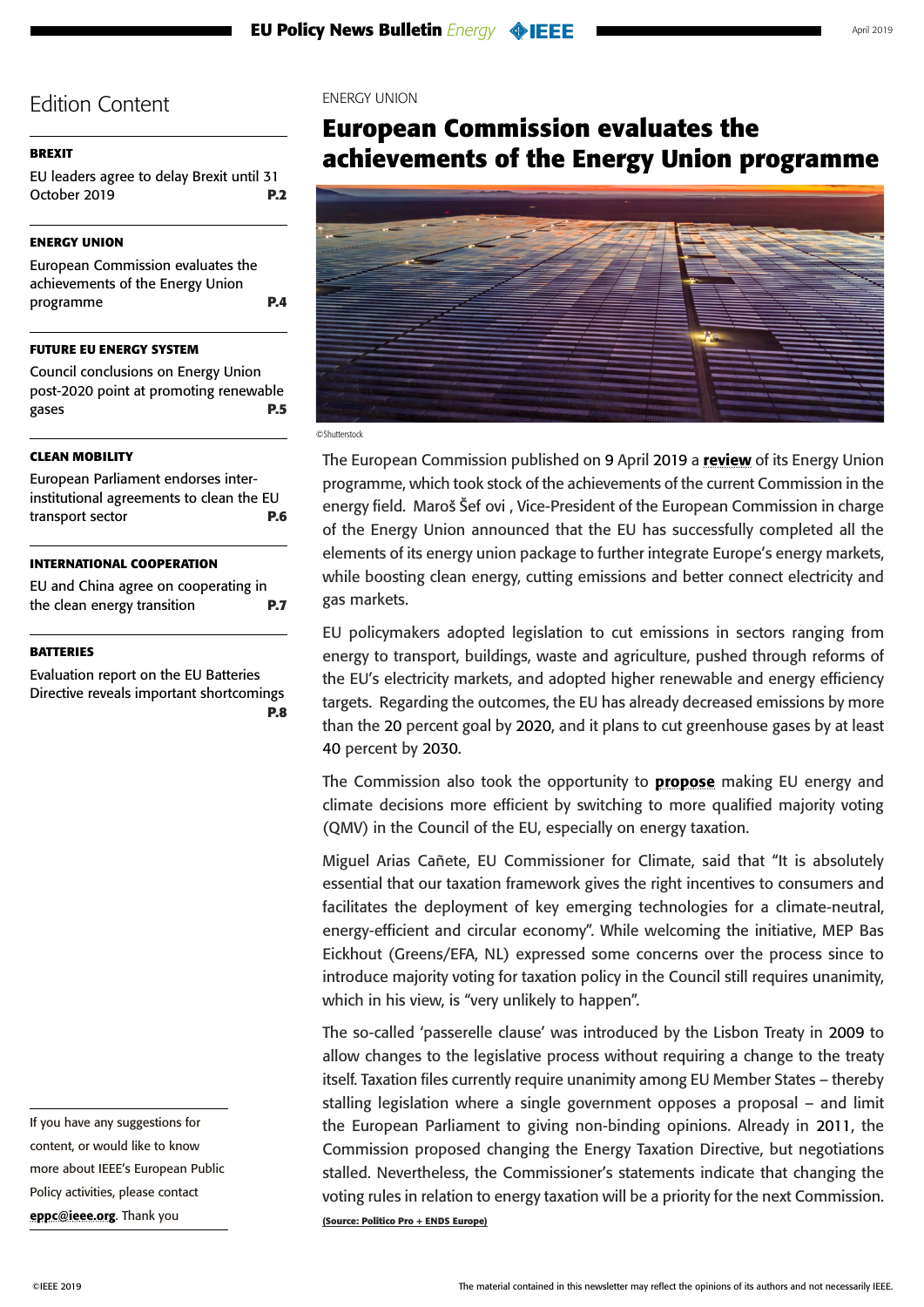## Edition Content

**BREXIT**

EU leaders agree to delay Brexit until 31 October 2019 **P.2**

**ENERGY UNION**

European Commission evaluates the achievements of the Energy Union programme **P.4**

**FUTURE EU ENERGY SYSTEM**

Council conclusions on Energy Union post-2020 point at promoting renewable gases **P.5**

**CLEAN MOBILITY**

European Parliament endorses inter-institutional agreements to clean the EU transport sector **P.6**

**INTERNATIONAL COOPERATION**

EU and China agree on cooperating in the clean energy transition **P.7**

**BATTERIES**

Evaluation report on the EU Batteries Directive reveals important shortcomings **P.8**

If you have any suggestions for content, or would like to know more about IEEE's European Public Policy activities, please contact **eppc@ieee.org**. Thank you

ENERGY UNION

# European Commission evaluates the achievements of the Energy Union programme

©Shutterstock

The European Commission published on 9 April 2019 a **review** of its Energy Union programme, which took stock of the achievements of the current Commission in the energy field. Maroš Šef ovi , Vice-President of the European Commission in charge of the Energy Union announced that the EU has successfully completed all the elements of its energy union package to further integrate Europe's energy markets, while boosting clean energy, cutting emissions and better connect electricity and gas markets.

EU policymakers adopted legislation to cut emissions in sectors ranging from energy to transport, buildings, waste and agriculture, pushed through reforms of the EU's electricity markets, and adopted higher renewable and energy efficiency targets. Regarding the outcomes, the EU has already decreased emissions by more than the 20 percent goal by 2020, and it plans to cut greenhouse gases by at least 40 percent by 2030.

The Commission also took the opportunity to **propose** making EU energy and climate decisions more efficient by switching to more qualified majority voting (QMV) in the Council of the EU, especially on energy taxation.

Miguel Arias Cañete, EU Commissioner for Climate, said that "It is absolutely essential that our taxation framework gives the right incentives to consumers and facilitates the deployment of key emerging technologies for a climate-neutral, energy-efficient and circular economy". While welcoming the initiative, MEP Bas Eickhout (Greens/EFA, NL) expressed some concerns over the process since to introduce majority voting for taxation policy in the Council still requires unanimity, which in his view, is "very unlikely to happen".

The so-called 'passerelle clause' was introduced by the Lisbon Treaty in 2009 to allow changes to the legislative process without requiring a change to the treaty itself. Taxation files currently require unanimity among EU Member States – thereby stalling legislation where a single government opposes a proposal – and limit the European Parliament to giving non-binding opinions. Already in 2011, the Commission proposed changing the Energy Taxation Directive, but negotiations stalled. Nevertheless, the Commissioner's statements indicate that changing the voting rules in relation to energy taxation will be a priority for the next Commission.

**(Source: Politico Pro + ENDS Europe)**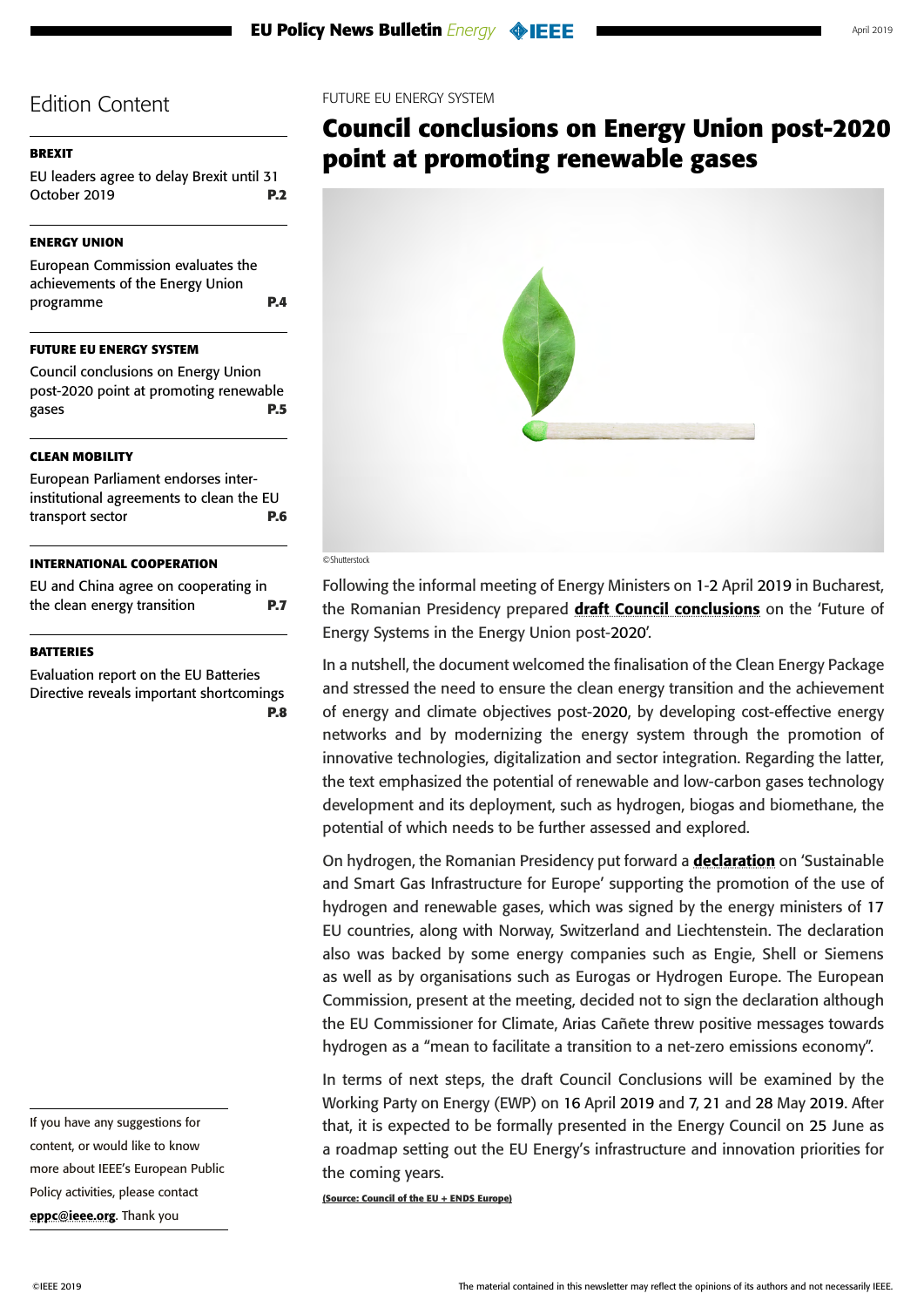## Edition Content

**BREXIT**

EU leaders agree to delay Brexit until 31 October 2019 **P.2**

**ENERGY UNION**

European Commission evaluates the achievements of the Energy Union programme **P.4**

**FUTURE EU ENERGY SYSTEM**

Council conclusions on Energy Union post-2020 point at promoting renewable gases **P.5**

**CLEAN MOBILITY**

European Parliament endorses inter-institutional agreements to clean the EU transport sector **P.6**

**INTERNATIONAL COOPERATION**

EU and China agree on cooperating in the clean energy transition **P.7**

**BATTERIES**

Evaluation report on the EU Batteries Directive reveals important shortcomings **P.8**

If you have any suggestions for content, or would like to know more about IEEE's European Public Policy activities, please contact **eppc@ieee.org**. Thank you

FUTURE EU ENERGY SYSTEM

# Council conclusions on Energy Union post-2020 point at promoting renewable gases

©Shutterstock

Following the informal meeting of Energy Ministers on 1-2 April 2019 in Bucharest, the Romanian Presidency prepared **draft Council conclusions** on the 'Future of Energy Systems in the Energy Union post-2020'.

In a nutshell, the document welcomed the finalisation of the Clean Energy Package and stressed the need to ensure the clean energy transition and the achievement of energy and climate objectives post-2020, by developing cost-effective energy networks and by modernizing the energy system through the promotion of innovative technologies, digitalization and sector integration. Regarding the latter, the text emphasized the potential of renewable and low-carbon gases technology development and its deployment, such as hydrogen, biogas and biomethane, the potential of which needs to be further assessed and explored.

On hydrogen, the Romanian Presidency put forward a **declaration** on 'Sustainable and Smart Gas Infrastructure for Europe' supporting the promotion of the use of hydrogen and renewable gases, which was signed by the energy ministers of 17 EU countries, along with Norway, Switzerland and Liechtenstein. The declaration also was backed by some energy companies such as Engie, Shell or Siemens as well as by organisations such as Eurogas or Hydrogen Europe. The European Commission, present at the meeting, decided not to sign the declaration although the EU Commissioner for Climate, Arias Cañete threw positive messages towards hydrogen as a "mean to facilitate a transition to a net-zero emissions economy".

In terms of next steps, the draft Council Conclusions will be examined by the Working Party on Energy (EWP) on 16 April 2019 and 7, 21 and 28 May 2019. After that, it is expected to be formally presented in the Energy Council on 25 June as a roadmap setting out the EU Energy's infrastructure and innovation priorities for the coming years.

**(Source: Council of the EU + ENDS Europe)**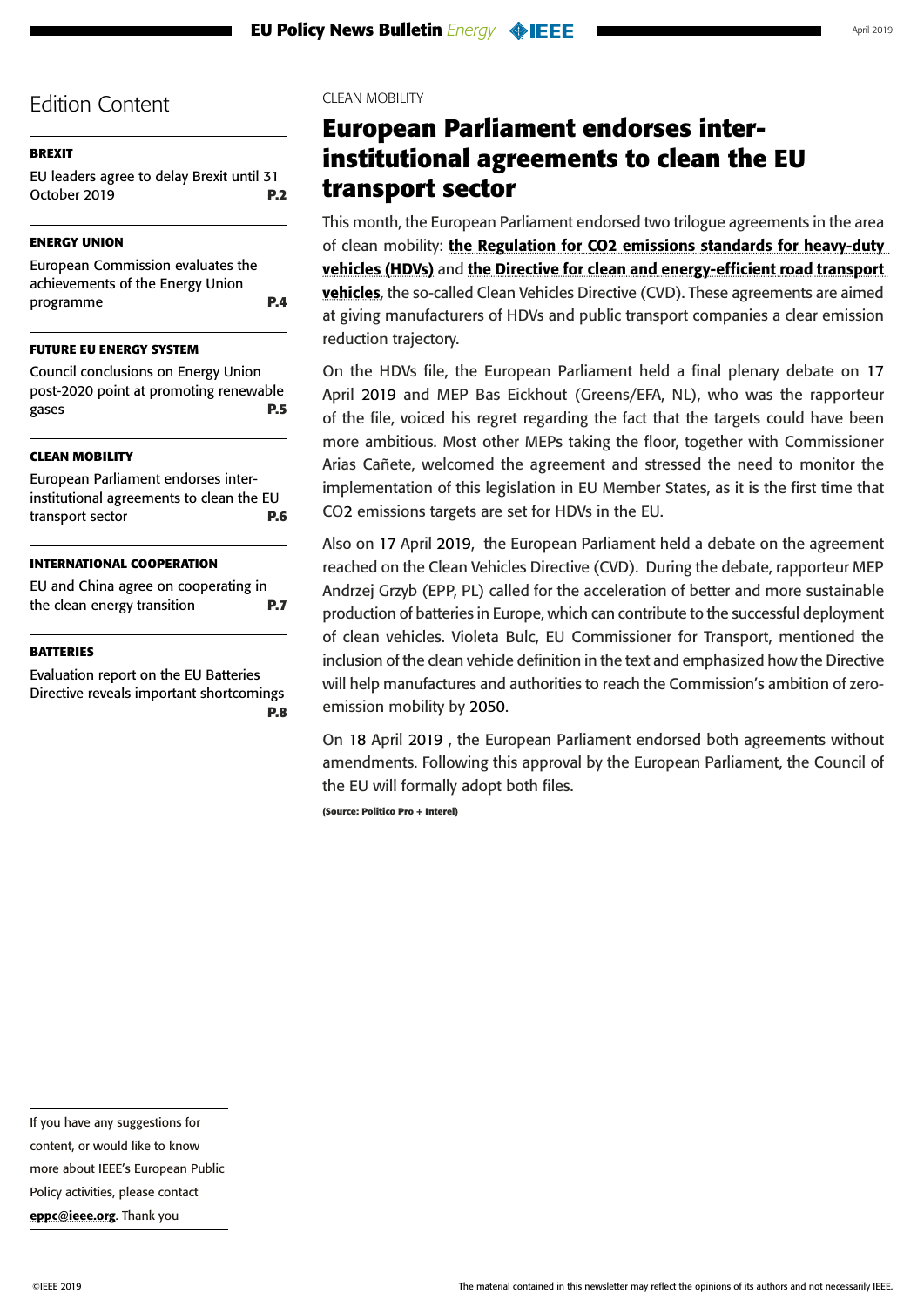## Edition Content

**BREXIT**

EU leaders agree to delay Brexit until 31 October 2019 **P.2**

**ENERGY UNION**

European Commission evaluates the achievements of the Energy Union programme **P.4**

**FUTURE EU ENERGY SYSTEM**

Council conclusions on Energy Union post-2020 point at promoting renewable gases **P.5**

**CLEAN MOBILITY**

European Parliament endorses inter-institutional agreements to clean the EU transport sector **P.6**

**INTERNATIONAL COOPERATION**

EU and China agree on cooperating in the clean energy transition **P.7**

**BATTERIES**

Evaluation report on the EU Batteries Directive reveals important shortcomings **P.8**

CLEAN MOBILITY

# European Parliament endorses inter-institutional agreements to clean the EU transport sector

This month, the European Parliament endorsed two trilogue agreements in the area of clean mobility: **the Regulation for CO2 emissions standards for heavy-duty vehicles (HDVs)** and **the Directive for clean and energy-efficient road transport vehicles**, the so-called Clean Vehicles Directive (CVD). These agreements are aimed at giving manufacturers of HDVs and public transport companies a clear emission reduction trajectory.

On the HDVs file, the European Parliament held a final plenary debate on 17 April 2019 and MEP Bas Eickhout (Greens/EFA, NL), who was the rapporteur of the file, voiced his regret regarding the fact that the targets could have been more ambitious. Most other MEPs taking the floor, together with Commissioner Arias Cañete, welcomed the agreement and stressed the need to monitor the implementation of this legislation in EU Member States, as it is the first time that CO2 emissions targets are set for HDVs in the EU.

Also on 17 April 2019, the European Parliament held a debate on the agreement reached on the Clean Vehicles Directive (CVD). During the debate, rapporteur MEP Andrzej Grzyb (EPP, PL) called for the acceleration of better and more sustainable production of batteries in Europe, which can contribute to the successful deployment of clean vehicles. Violeta Bulc, EU Commissioner for Transport, mentioned the inclusion of the clean vehicle definition in the text and emphasized how the Directive will help manufactures and authorities to reach the Commission's ambition of zero-emission mobility by 2050.

On 18 April 2019 , the European Parliament endorsed both agreements without amendments. Following this approval by the European Parliament, the Council of the EU will formally adopt both files.

**(Source: Politico Pro + Interel)**

If you have any suggestions for content, or would like to know more about IEEE's European Public Policy activities, please contact **eppc@ieee.org**. Thank you

©IEEE 2019

The material contained in this newsletter may reflect the opinions of its authors and not necessarily IEEE.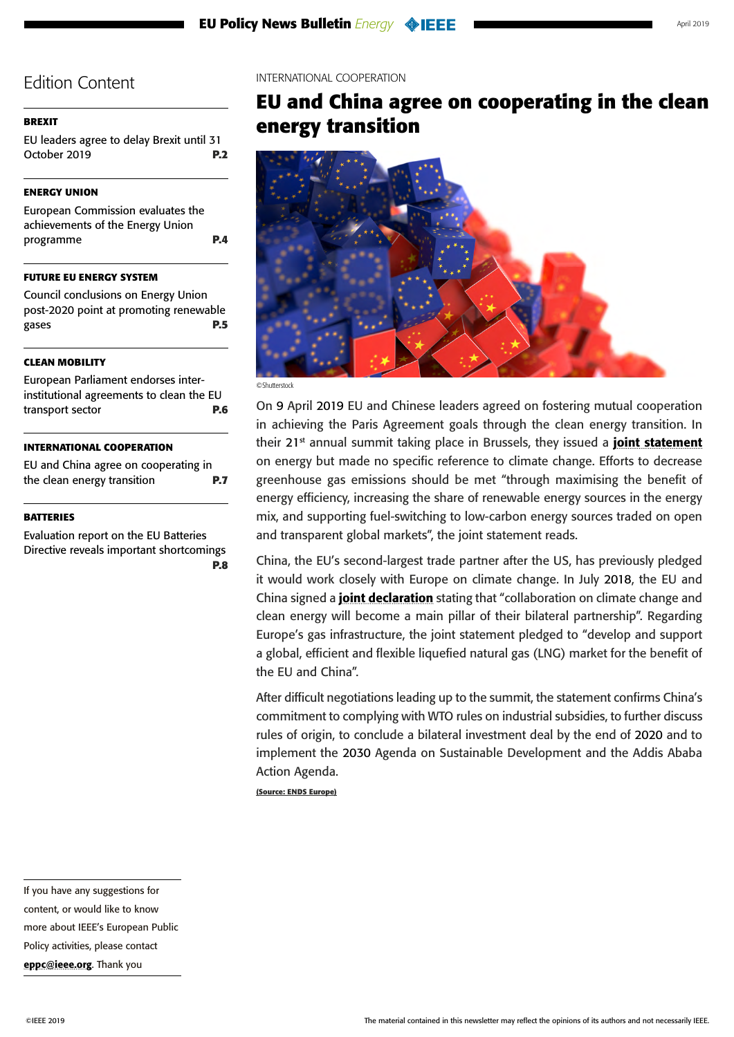# Edition Content

**BREXIT**

EU leaders agree to delay Brexit until 31 October 2019 **P.2**

**ENERGY UNION**

European Commission evaluates the achievements of the Energy Union programme **P.4**

**FUTURE EU ENERGY SYSTEM**

Council conclusions on Energy Union post-2020 point at promoting renewable gases **P.5**

**CLEAN MOBILITY**

European Parliament endorses inter-institutional agreements to clean the EU transport sector **P.6**

**INTERNATIONAL COOPERATION**

EU and China agree on cooperating in the clean energy transition **P.7**

**BATTERIES**

Evaluation report on the EU Batteries Directive reveals important shortcomings **P.8**

If you have any suggestions for content, or would like to know more about IEEE's European Public Policy activities, please contact **eppc@ieee.org**. Thank you

INTERNATIONAL COOPERATION

## EU and China agree on cooperating in the clean energy transition

©Shutterstock

On 9 April 2019 EU and Chinese leaders agreed on fostering mutual cooperation in achieving the Paris Agreement goals through the clean energy transition. In their 21st annual summit taking place in Brussels, they issued a **joint statement** on energy but made no specific reference to climate change. Efforts to decrease greenhouse gas emissions should be met "through maximising the benefit of energy efficiency, increasing the share of renewable energy sources in the energy mix, and supporting fuel-switching to low-carbon energy sources traded on open and transparent global markets", the joint statement reads.

China, the EU's second-largest trade partner after the US, has previously pledged it would work closely with Europe on climate change. In July 2018, the EU and China signed a **joint declaration** stating that "collaboration on climate change and clean energy will become a main pillar of their bilateral partnership". Regarding Europe's gas infrastructure, the joint statement pledged to "develop and support a global, efficient and flexible liquefied natural gas (LNG) market for the benefit of the EU and China".

After difficult negotiations leading up to the summit, the statement confirms China's commitment to complying with WTO rules on industrial subsidies, to further discuss rules of origin, to conclude a bilateral investment deal by the end of 2020 and to implement the 2030 Agenda on Sustainable Development and the Addis Ababa Action Agenda.

**(Source: ENDS Europe)**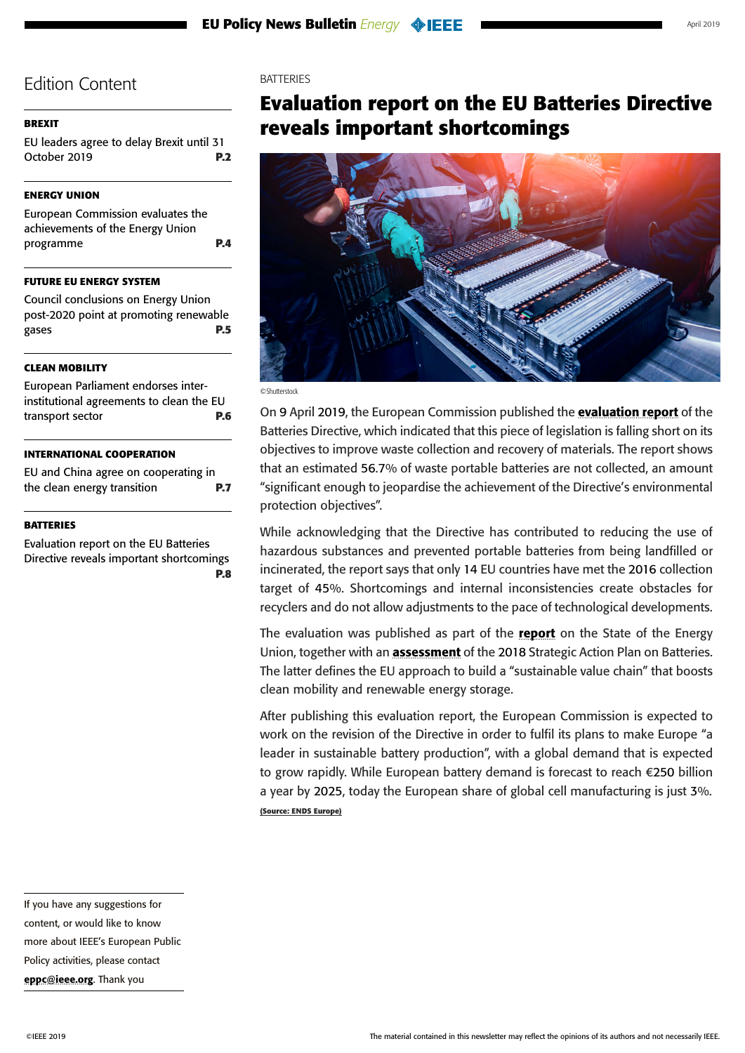## Edition Content

**BREXIT**

EU leaders agree to delay Brexit until 31 October 2019 **P.2**

**ENERGY UNION**

European Commission evaluates the achievements of the Energy Union programme **P.4**

**FUTURE EU ENERGY SYSTEM**

Council conclusions on Energy Union post-2020 point at promoting renewable gases **P.5**

**CLEAN MOBILITY**

European Parliament endorses inter-institutional agreements to clean the EU transport sector **P.6**

**INTERNATIONAL COOPERATION**

EU and China agree on cooperating in the clean energy transition **P.7**

**BATTERIES**

Evaluation report on the EU Batteries Directive reveals important shortcomings **P.8**

If you have any suggestions for content, or would like to know more about IEEE's European Public Policy activities, please contact **eppc@ieee.org**. Thank you

BATTERIES

# Evaluation report on the EU Batteries Directive reveals important shortcomings

©Shutterstock

On 9 April 2019, the European Commission published the **evaluation report** of the Batteries Directive, which indicated that this piece of legislation is falling short on its objectives to improve waste collection and recovery of materials. The report shows that an estimated 56.7% of waste portable batteries are not collected, an amount "significant enough to jeopardise the achievement of the Directive's environmental protection objectives".

While acknowledging that the Directive has contributed to reducing the use of hazardous substances and prevented portable batteries from being landfilled or incinerated, the report says that only 14 EU countries have met the 2016 collection target of 45%. Shortcomings and internal inconsistencies create obstacles for recyclers and do not allow adjustments to the pace of technological developments.

The evaluation was published as part of the **report** on the State of the Energy Union, together with an **assessment** of the 2018 Strategic Action Plan on Batteries. The latter defines the EU approach to build a "sustainable value chain" that boosts clean mobility and renewable energy storage.

After publishing this evaluation report, the European Commission is expected to work on the revision of the Directive in order to fulfil its plans to make Europe "a leader in sustainable battery production", with a global demand that is expected to grow rapidly. While European battery demand is forecast to reach €250 billion a year by 2025, today the European share of global cell manufacturing is just 3%. **(Source: ENDS Europe)**